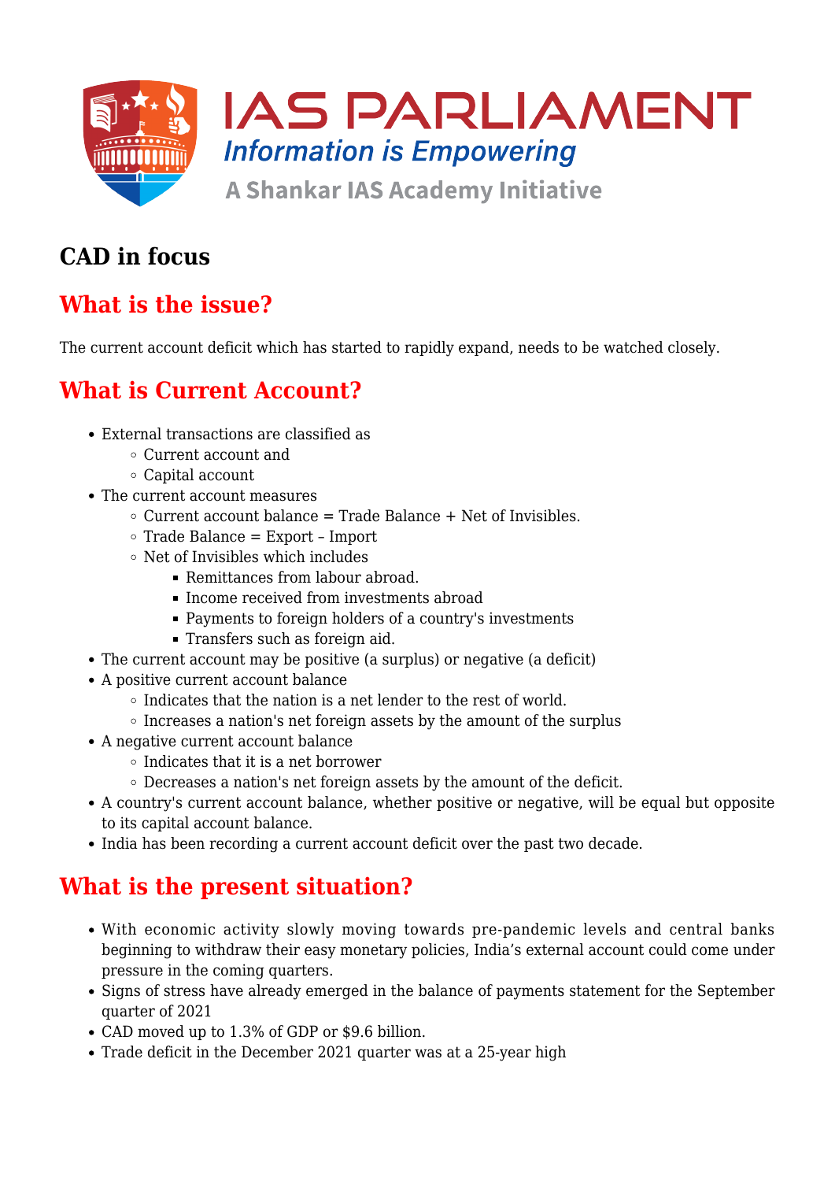# CAD in focus

## What is the issue?

The current account deficit which has started to rapidly expand, needs to be watched closely.

## What is Current Account?

- External transactions are classified as
    - Current account and
    - Capital account
- The current account measures
    - Current account balance = Trade Balance + Net of Invisibles.
    - Trade Balance = Export – Import
    - Net of Invisibles which includes
        - Remittances from labour abroad.
        - Income received from investments abroad
        - Payments to foreign holders of a country's investments
        - Transfers such as foreign aid.
- The current account may be positive (a surplus) or negative (a deficit)
- A positive current account balance
    - Indicates that the nation is a net lender to the rest of world.
    - Increases a nation's net foreign assets by the amount of the surplus
- A negative current account balance
    - Indicates that it is a net borrower
    - Decreases a nation's net foreign assets by the amount of the deficit.
- A country's current account balance, whether positive or negative, will be equal but opposite to its capital account balance.
- India has been recording a current account deficit over the past two decade.

## What is the present situation?

- With economic activity slowly moving towards pre-pandemic levels and central banks beginning to withdraw their easy monetary policies, India’s external account could come under pressure in the coming quarters.
- Signs of stress have already emerged in the balance of payments statement for the September quarter of 2021
- CAD moved up to 1.3% of GDP or $9.6 billion.
- Trade deficit in the December 2021 quarter was at a 25-year high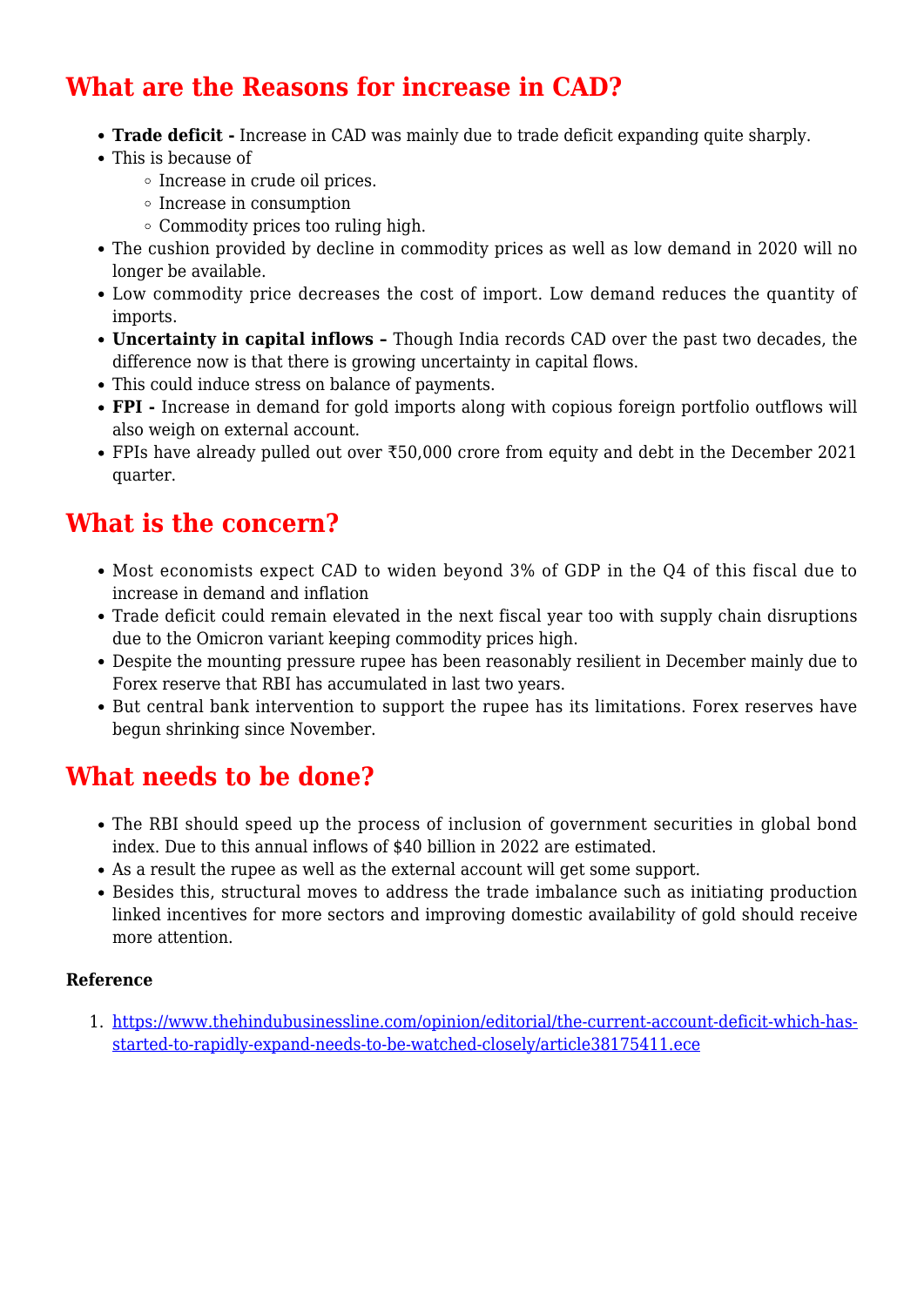## What are the Reasons for increase in CAD?

- **Trade deficit -** Increase in CAD was mainly due to trade deficit expanding quite sharply.
- This is because of
  - Increase in crude oil prices.
  - Increase in consumption
  - Commodity prices too ruling high.
- The cushion provided by decline in commodity prices as well as low demand in 2020 will no longer be available.
- Low commodity price decreases the cost of import. Low demand reduces the quantity of imports.
- **Uncertainty in capital inflows –** Though India records CAD over the past two decades, the difference now is that there is growing uncertainty in capital flows.
- This could induce stress on balance of payments.
- **FPI -** Increase in demand for gold imports along with copious foreign portfolio outflows will also weigh on external account.
- FPIs have already pulled out over ₹50,000 crore from equity and debt in the December 2021 quarter.

## What is the concern?

- Most economists expect CAD to widen beyond 3% of GDP in the Q4 of this fiscal due to increase in demand and inflation
- Trade deficit could remain elevated in the next fiscal year too with supply chain disruptions due to the Omicron variant keeping commodity prices high.
- Despite the mounting pressure rupee has been reasonably resilient in December mainly due to Forex reserve that RBI has accumulated in last two years.
- But central bank intervention to support the rupee has its limitations. Forex reserves have begun shrinking since November.

## What needs to be done?

- The RBI should speed up the process of inclusion of government securities in global bond index. Due to this annual inflows of $40 billion in 2022 are estimated.
- As a result the rupee as well as the external account will get some support.
- Besides this, structural moves to address the trade imbalance such as initiating production linked incentives for more sectors and improving domestic availability of gold should receive more attention.

**Reference**

1. https://www.thehindubusinessline.com/opinion/editorial/the-current-account-deficit-which-has-started-to-rapidly-expand-needs-to-be-watched-closely/article38175411.ece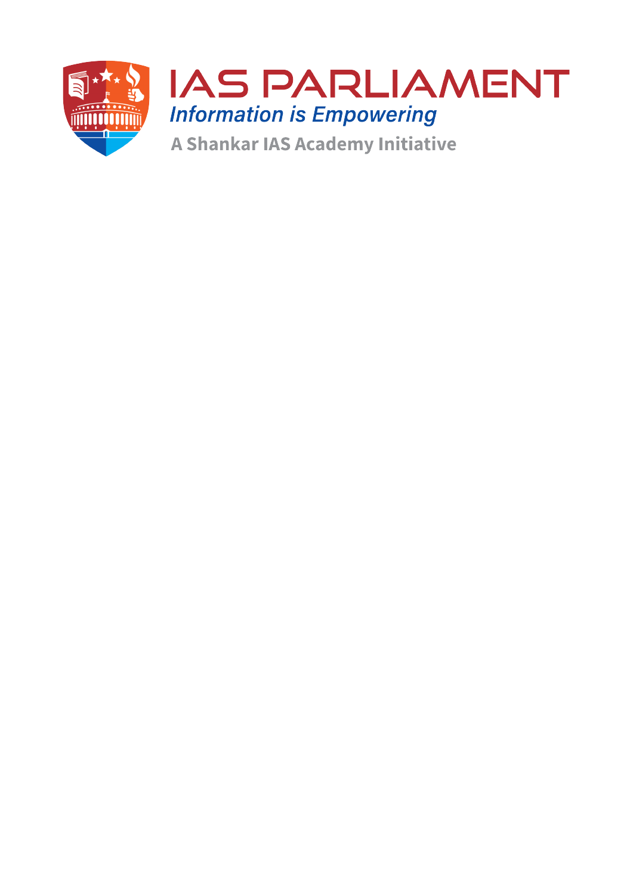# IAS PARLIAMENT

*Information is Empowering*

**A Shankar IAS Academy Initiative**